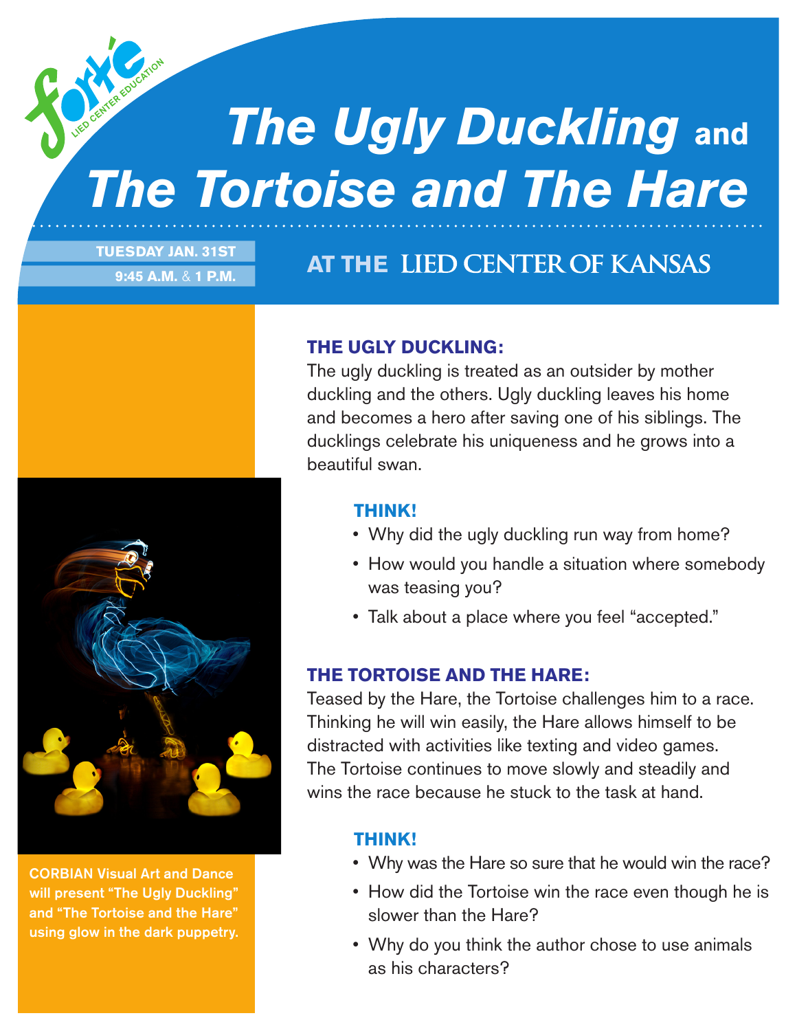forte' LIED CENTER EDUCATION

# *The Ugly Duckling* and *The Tortoise and The Hare*

**TUESDAY JAN. 31ST**
**9:45 A.M.** & **1 P.M.**

## AT THE LIED CENTER OF KANSAS

### THE UGLY DUCKLING:

The ugly duckling is treated as an outsider by mother duckling and the others. Ugly duckling leaves his home and becomes a hero after saving one of his siblings. The ducklings celebrate his uniqueness and he grows into a beautiful swan.

#### THINK!

- Why did the ugly duckling run way from home?
- How would you handle a situation where somebody was teasing you?
- Talk about a place where you feel "accepted."

### THE TORTOISE AND THE HARE:

Teased by the Hare, the Tortoise challenges him to a race. Thinking he will win easily, the Hare allows himself to be distracted with activities like texting and video games. The Tortoise continues to move slowly and steadily and wins the race because he stuck to the task at hand.

#### THINK!

- Why was the Hare so sure that he would win the race?
- How did the Tortoise win the race even though he is slower than the Hare?
- Why do you think the author chose to use animals as his characters?

CORBIAN Visual Art and Dance will present "The Ugly Duckling" and "The Tortoise and the Hare" using glow in the dark puppetry.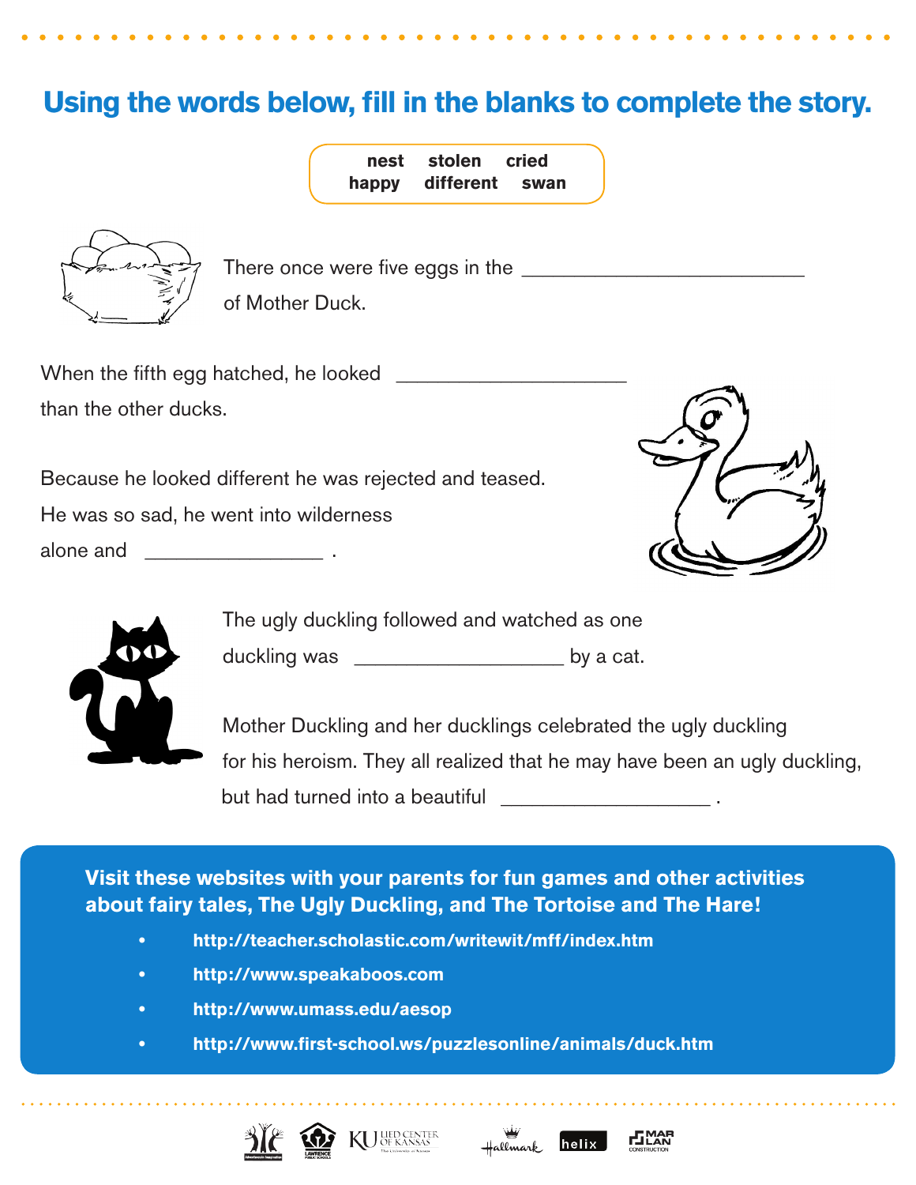## Using the words below, fill in the blanks to complete the story.

**nest stolen cried**
**happy different swan**

There once were five eggs in the ______________________ of Mother Duck.

When the fifth egg hatched, he looked ____________________ than the other ducks.

Because he looked different he was rejected and teased. He was so sad, he went into wilderness alone and ________________ .

The ugly duckling followed and watched as one duckling was __________________ by a cat.

Mother Duckling and her ducklings celebrated the ugly duckling for his heroism. They all realized that he may have been an ugly duckling, but had turned into a beautiful __________________ .

**Visit these websites with your parents for fun games and other activities about fairy tales, The Ugly Duckling, and The Tortoise and The Hare!**

- **http://teacher.scholastic.com/writewit/mff/index.htm**
- **http://www.speakaboos.com**
- **http://www.umass.edu/aesop**
- **http://www.first-school.ws/puzzlesonline/animals/duck.htm**